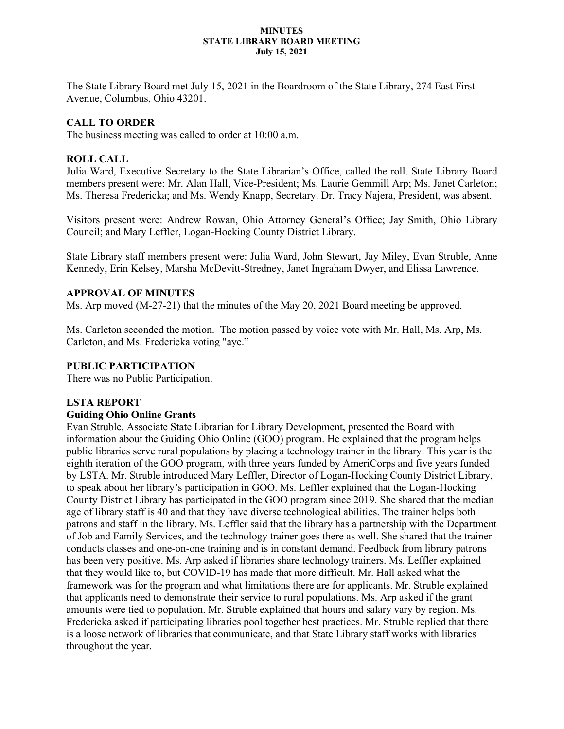**MINUTES**
**STATE LIBRARY BOARD MEETING**
**July 15, 2021**

The State Library Board met July 15, 2021 in the Boardroom of the State Library, 274 East First Avenue, Columbus, Ohio 43201.

## CALL TO ORDER

The business meeting was called to order at 10:00 a.m.

## ROLL CALL

Julia Ward, Executive Secretary to the State Librarian's Office, called the roll. State Library Board members present were: Mr. Alan Hall, Vice-President; Ms. Laurie Gemmill Arp; Ms. Janet Carleton; Ms. Theresa Fredericka; and Ms. Wendy Knapp, Secretary. Dr. Tracy Najera, President, was absent.

Visitors present were: Andrew Rowan, Ohio Attorney General's Office; Jay Smith, Ohio Library Council; and Mary Leffler, Logan-Hocking County District Library.

State Library staff members present were: Julia Ward, John Stewart, Jay Miley, Evan Struble, Anne Kennedy, Erin Kelsey, Marsha McDevitt-Stredney, Janet Ingraham Dwyer, and Elissa Lawrence.

## APPROVAL OF MINUTES

Ms. Arp moved (M-27-21) that the minutes of the May 20, 2021 Board meeting be approved.

Ms. Carleton seconded the motion. The motion passed by voice vote with Mr. Hall, Ms. Arp, Ms. Carleton, and Ms. Fredericka voting "aye."

## PUBLIC PARTICIPATION

There was no Public Participation.

## LSTA REPORT

### Guiding Ohio Online Grants

Evan Struble, Associate State Librarian for Library Development, presented the Board with information about the Guiding Ohio Online (GOO) program. He explained that the program helps public libraries serve rural populations by placing a technology trainer in the library. This year is the eighth iteration of the GOO program, with three years funded by AmeriCorps and five years funded by LSTA. Mr. Struble introduced Mary Leffler, Director of Logan-Hocking County District Library, to speak about her library's participation in GOO. Ms. Leffler explained that the Logan-Hocking County District Library has participated in the GOO program since 2019. She shared that the median age of library staff is 40 and that they have diverse technological abilities. The trainer helps both patrons and staff in the library. Ms. Leffler said that the library has a partnership with the Department of Job and Family Services, and the technology trainer goes there as well. She shared that the trainer conducts classes and one-on-one training and is in constant demand. Feedback from library patrons has been very positive. Ms. Arp asked if libraries share technology trainers. Ms. Leffler explained that they would like to, but COVID-19 has made that more difficult. Mr. Hall asked what the framework was for the program and what limitations there are for applicants. Mr. Struble explained that applicants need to demonstrate their service to rural populations. Ms. Arp asked if the grant amounts were tied to population. Mr. Struble explained that hours and salary vary by region. Ms. Fredericka asked if participating libraries pool together best practices. Mr. Struble replied that there is a loose network of libraries that communicate, and that State Library staff works with libraries throughout the year.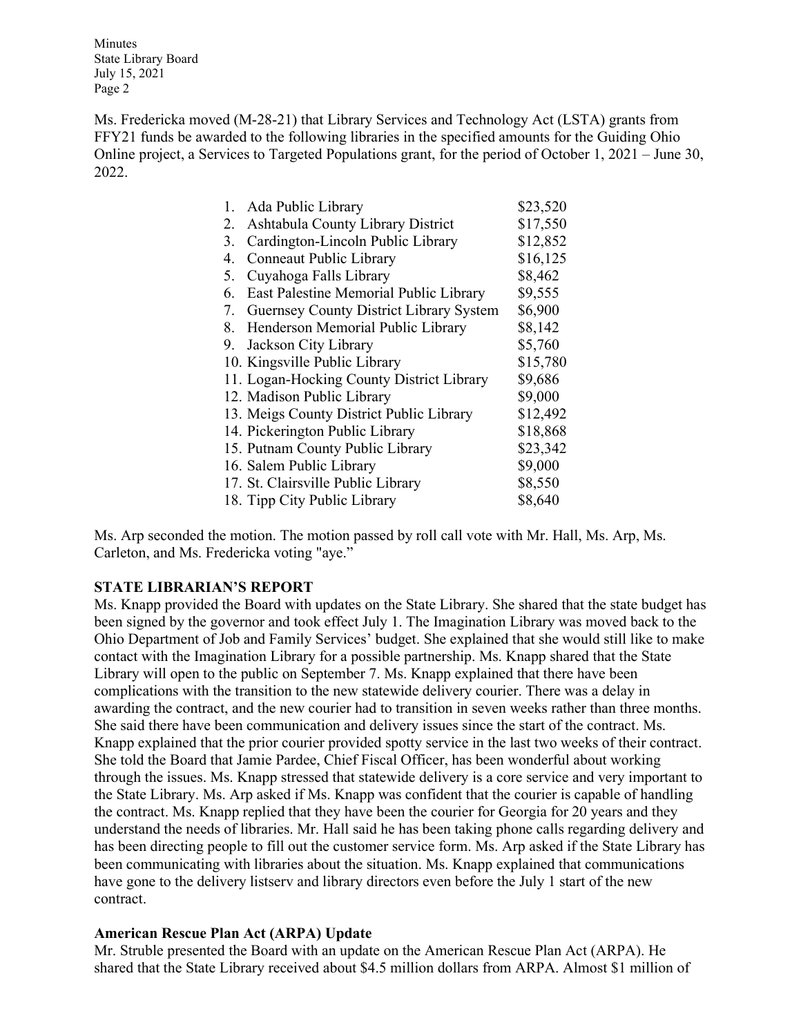Ms. Fredericka moved (M-28-21) that Library Services and Technology Act (LSTA) grants from FFY21 funds be awarded to the following libraries in the specified amounts for the Guiding Ohio Online project, a Services to Targeted Populations grant, for the period of October 1, 2021 – June 30, 2022.

| | Library | Amount |
|---|---|---|
| 1. | Ada Public Library | $23,520 |
| 2. | Ashtabula County Library District | $17,550 |
| 3. | Cardington-Lincoln Public Library | $12,852 |
| 4. | Conneaut Public Library | $16,125 |
| 5. | Cuyahoga Falls Library | $8,462 |
| 6. | East Palestine Memorial Public Library | $9,555 |
| 7. | Guernsey County District Library System | $6,900 |
| 8. | Henderson Memorial Public Library | $8,142 |
| 9. | Jackson City Library | $5,760 |
| 10. | Kingsville Public Library | $15,780 |
| 11. | Logan-Hocking County District Library | $9,686 |
| 12. | Madison Public Library | $9,000 |
| 13. | Meigs County District Public Library | $12,492 |
| 14. | Pickerington Public Library | $18,868 |
| 15. | Putnam County Public Library | $23,342 |
| 16. | Salem Public Library | $9,000 |
| 17. | St. Clairsville Public Library | $8,550 |
| 18. | Tipp City Public Library | $8,640 |

Ms. Arp seconded the motion. The motion passed by roll call vote with Mr. Hall, Ms. Arp, Ms. Carleton, and Ms. Fredericka voting "aye."

## STATE LIBRARIAN'S REPORT

Ms. Knapp provided the Board with updates on the State Library. She shared that the state budget has been signed by the governor and took effect July 1. The Imagination Library was moved back to the Ohio Department of Job and Family Services' budget. She explained that she would still like to make contact with the Imagination Library for a possible partnership. Ms. Knapp shared that the State Library will open to the public on September 7. Ms. Knapp explained that there have been complications with the transition to the new statewide delivery courier. There was a delay in awarding the contract, and the new courier had to transition in seven weeks rather than three months. She said there have been communication and delivery issues since the start of the contract. Ms. Knapp explained that the prior courier provided spotty service in the last two weeks of their contract. She told the Board that Jamie Pardee, Chief Fiscal Officer, has been wonderful about working through the issues. Ms. Knapp stressed that statewide delivery is a core service and very important to the State Library. Ms. Arp asked if Ms. Knapp was confident that the courier is capable of handling the contract. Ms. Knapp replied that they have been the courier for Georgia for 20 years and they understand the needs of libraries. Mr. Hall said he has been taking phone calls regarding delivery and has been directing people to fill out the customer service form. Ms. Arp asked if the State Library has been communicating with libraries about the situation. Ms. Knapp explained that communications have gone to the delivery listserv and library directors even before the July 1 start of the new contract.

### American Rescue Plan Act (ARPA) Update

Mr. Struble presented the Board with an update on the American Rescue Plan Act (ARPA). He shared that the State Library received about $4.5 million dollars from ARPA. Almost $1 million of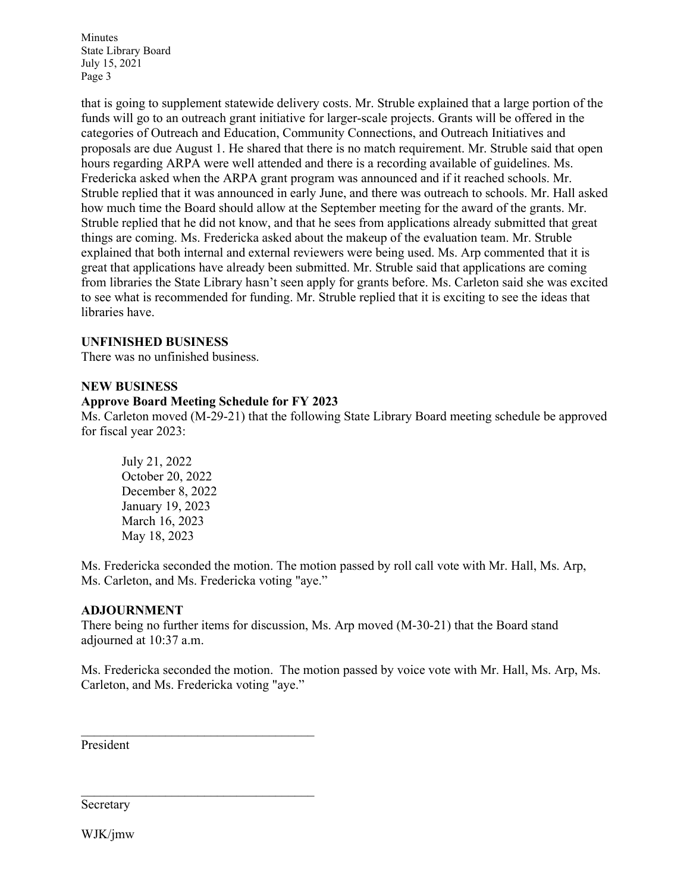that is going to supplement statewide delivery costs. Mr. Struble explained that a large portion of the funds will go to an outreach grant initiative for larger-scale projects. Grants will be offered in the categories of Outreach and Education, Community Connections, and Outreach Initiatives and proposals are due August 1. He shared that there is no match requirement. Mr. Struble said that open hours regarding ARPA were well attended and there is a recording available of guidelines. Ms. Fredericka asked when the ARPA grant program was announced and if it reached schools. Mr. Struble replied that it was announced in early June, and there was outreach to schools. Mr. Hall asked how much time the Board should allow at the September meeting for the award of the grants. Mr. Struble replied that he did not know, and that he sees from applications already submitted that great things are coming. Ms. Fredericka asked about the makeup of the evaluation team. Mr. Struble explained that both internal and external reviewers were being used. Ms. Arp commented that it is great that applications have already been submitted. Mr. Struble said that applications are coming from libraries the State Library hasn't seen apply for grants before. Ms. Carleton said she was excited to see what is recommended for funding. Mr. Struble replied that it is exciting to see the ideas that libraries have.

**UNFINISHED BUSINESS**

There was no unfinished business.

**NEW BUSINESS**

**Approve Board Meeting Schedule for FY 2023**

Ms. Carleton moved (M-29-21) that the following State Library Board meeting schedule be approved for fiscal year 2023:

July 21, 2022
October 20, 2022
December 8, 2022
January 19, 2023
March 16, 2023
May 18, 2023

Ms. Fredericka seconded the motion. The motion passed by roll call vote with Mr. Hall, Ms. Arp, Ms. Carleton, and Ms. Fredericka voting "aye."

**ADJOURNMENT**

There being no further items for discussion, Ms. Arp moved (M-30-21) that the Board stand adjourned at 10:37 a.m.

Ms. Fredericka seconded the motion. The motion passed by voice vote with Mr. Hall, Ms. Arp, Ms. Carleton, and Ms. Fredericka voting "aye."

\_\_\_\_\_\_\_\_\_\_\_\_\_\_\_\_\_\_\_\_\_\_\_\_\_\_\_\_\_\_\_\_\_\_\_\_

President

\_\_\_\_\_\_\_\_\_\_\_\_\_\_\_\_\_\_\_\_\_\_\_\_\_\_\_\_\_\_\_\_\_\_\_\_

Secretary

WJK/jmw